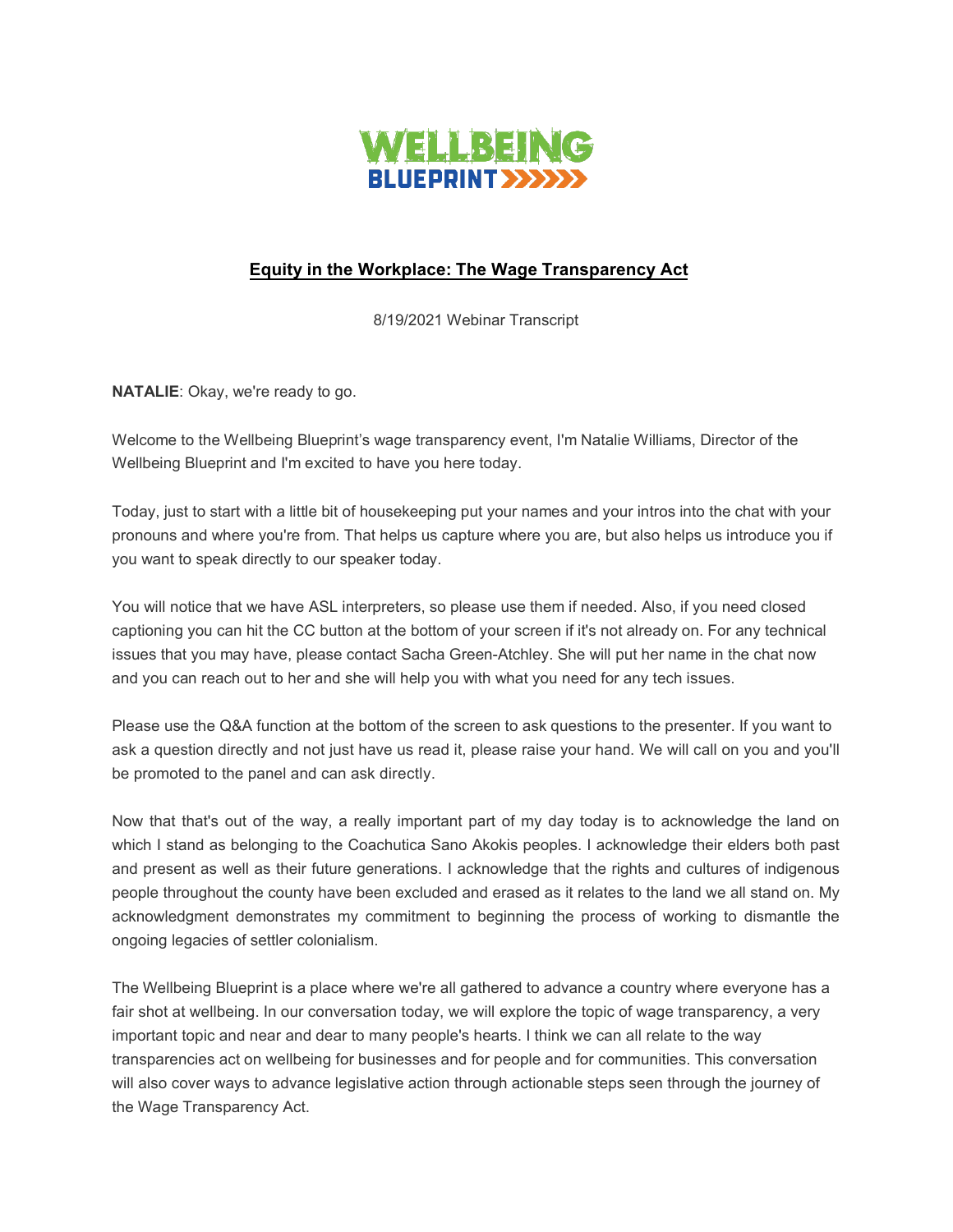WELLBEING BLUEPRINT

# Equity in the Workplace: The Wage Transparency Act

8/19/2021 Webinar Transcript

**NATALIE**: Okay, we're ready to go.

Welcome to the Wellbeing Blueprint's wage transparency event, I'm Natalie Williams, Director of the Wellbeing Blueprint and I'm excited to have you here today.

Today, just to start with a little bit of housekeeping put your names and your intros into the chat with your pronouns and where you're from. That helps us capture where you are, but also helps us introduce you if you want to speak directly to our speaker today.

You will notice that we have ASL interpreters, so please use them if needed. Also, if you need closed captioning you can hit the CC button at the bottom of your screen if it's not already on. For any technical issues that you may have, please contact Sacha Green-Atchley. She will put her name in the chat now and you can reach out to her and she will help you with what you need for any tech issues.

Please use the Q&A function at the bottom of the screen to ask questions to the presenter. If you want to ask a question directly and not just have us read it, please raise your hand. We will call on you and you'll be promoted to the panel and can ask directly.

Now that that's out of the way, a really important part of my day today is to acknowledge the land on which I stand as belonging to the Coachutica Sano Akokis peoples. I acknowledge their elders both past and present as well as their future generations. I acknowledge that the rights and cultures of indigenous people throughout the county have been excluded and erased as it relates to the land we all stand on. My acknowledgment demonstrates my commitment to beginning the process of working to dismantle the ongoing legacies of settler colonialism.

The Wellbeing Blueprint is a place where we're all gathered to advance a country where everyone has a fair shot at wellbeing. In our conversation today, we will explore the topic of wage transparency, a very important topic and near and dear to many people's hearts. I think we can all relate to the way transparencies act on wellbeing for businesses and for people and for communities. This conversation will also cover ways to advance legislative action through actionable steps seen through the journey of the Wage Transparency Act.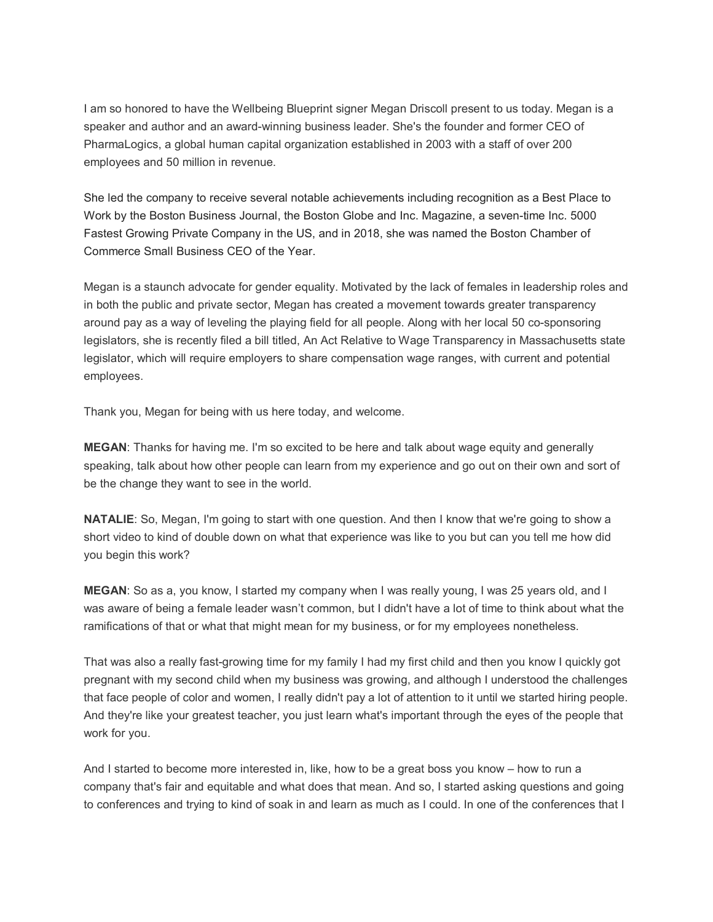I am so honored to have the Wellbeing Blueprint signer Megan Driscoll present to us today. Megan is a speaker and author and an award-winning business leader. She's the founder and former CEO of PharmaLogics, a global human capital organization established in 2003 with a staff of over 200 employees and 50 million in revenue.

She led the company to receive several notable achievements including recognition as a Best Place to Work by the Boston Business Journal, the Boston Globe and Inc. Magazine, a seven-time Inc. 5000 Fastest Growing Private Company in the US, and in 2018, she was named the Boston Chamber of Commerce Small Business CEO of the Year.

Megan is a staunch advocate for gender equality. Motivated by the lack of females in leadership roles and in both the public and private sector, Megan has created a movement towards greater transparency around pay as a way of leveling the playing field for all people. Along with her local 50 co-sponsoring legislators, she is recently filed a bill titled, An Act Relative to Wage Transparency in Massachusetts state legislator, which will require employers to share compensation wage ranges, with current and potential employees.

Thank you, Megan for being with us here today, and welcome.

**MEGAN**: Thanks for having me. I'm so excited to be here and talk about wage equity and generally speaking, talk about how other people can learn from my experience and go out on their own and sort of be the change they want to see in the world.

**NATALIE**: So, Megan, I'm going to start with one question. And then I know that we're going to show a short video to kind of double down on what that experience was like to you but can you tell me how did you begin this work?

**MEGAN**: So as a, you know, I started my company when I was really young, I was 25 years old, and I was aware of being a female leader wasn't common, but I didn't have a lot of time to think about what the ramifications of that or what that might mean for my business, or for my employees nonetheless.

That was also a really fast-growing time for my family I had my first child and then you know I quickly got pregnant with my second child when my business was growing, and although I understood the challenges that face people of color and women, I really didn't pay a lot of attention to it until we started hiring people. And they're like your greatest teacher, you just learn what's important through the eyes of the people that work for you.

And I started to become more interested in, like, how to be a great boss you know – how to run a company that's fair and equitable and what does that mean. And so, I started asking questions and going to conferences and trying to kind of soak in and learn as much as I could. In one of the conferences that I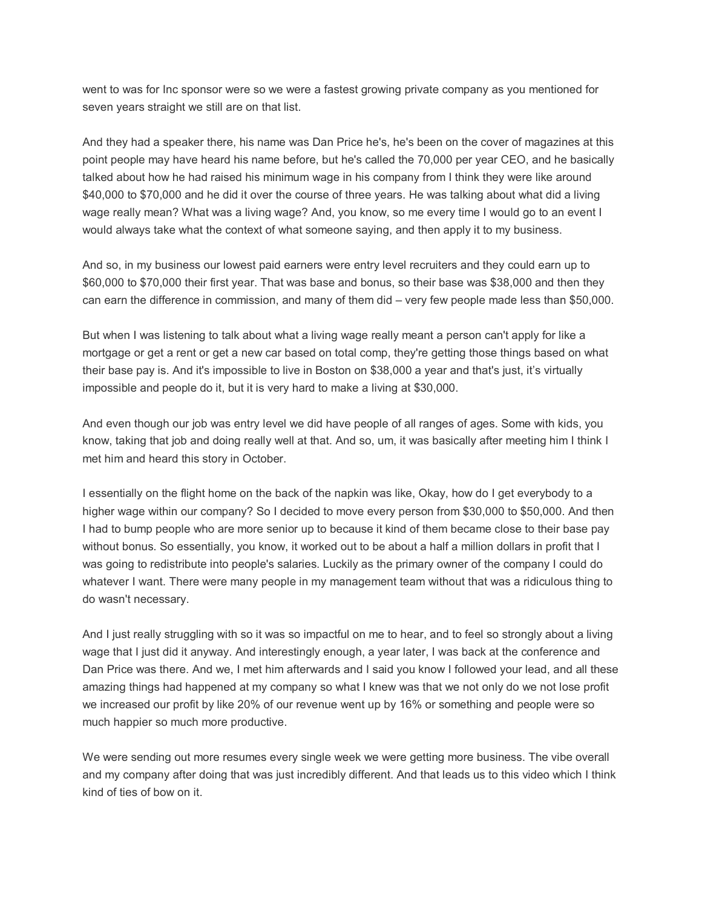went to was for Inc sponsor were so we were a fastest growing private company as you mentioned for seven years straight we still are on that list.

And they had a speaker there, his name was Dan Price he's, he's been on the cover of magazines at this point people may have heard his name before, but he's called the 70,000 per year CEO, and he basically talked about how he had raised his minimum wage in his company from I think they were like around $40,000 to $70,000 and he did it over the course of three years. He was talking about what did a living wage really mean? What was a living wage? And, you know, so me every time I would go to an event I would always take what the context of what someone saying, and then apply it to my business.

And so, in my business our lowest paid earners were entry level recruiters and they could earn up to $60,000 to $70,000 their first year. That was base and bonus, so their base was $38,000 and then they can earn the difference in commission, and many of them did – very few people made less than $50,000.

But when I was listening to talk about what a living wage really meant a person can't apply for like a mortgage or get a rent or get a new car based on total comp, they're getting those things based on what their base pay is. And it's impossible to live in Boston on $38,000 a year and that's just, it's virtually impossible and people do it, but it is very hard to make a living at $30,000.

And even though our job was entry level we did have people of all ranges of ages. Some with kids, you know, taking that job and doing really well at that. And so, um, it was basically after meeting him I think I met him and heard this story in October.

I essentially on the flight home on the back of the napkin was like, Okay, how do I get everybody to a higher wage within our company? So I decided to move every person from $30,000 to $50,000. And then I had to bump people who are more senior up to because it kind of them became close to their base pay without bonus. So essentially, you know, it worked out to be about a half a million dollars in profit that I was going to redistribute into people's salaries. Luckily as the primary owner of the company I could do whatever I want. There were many people in my management team without that was a ridiculous thing to do wasn't necessary.

And I just really struggling with so it was so impactful on me to hear, and to feel so strongly about a living wage that I just did it anyway. And interestingly enough, a year later, I was back at the conference and Dan Price was there. And we, I met him afterwards and I said you know I followed your lead, and all these amazing things had happened at my company so what I knew was that we not only do we not lose profit we increased our profit by like 20% of our revenue went up by 16% or something and people were so much happier so much more productive.

We were sending out more resumes every single week we were getting more business. The vibe overall and my company after doing that was just incredibly different. And that leads us to this video which I think kind of ties of bow on it.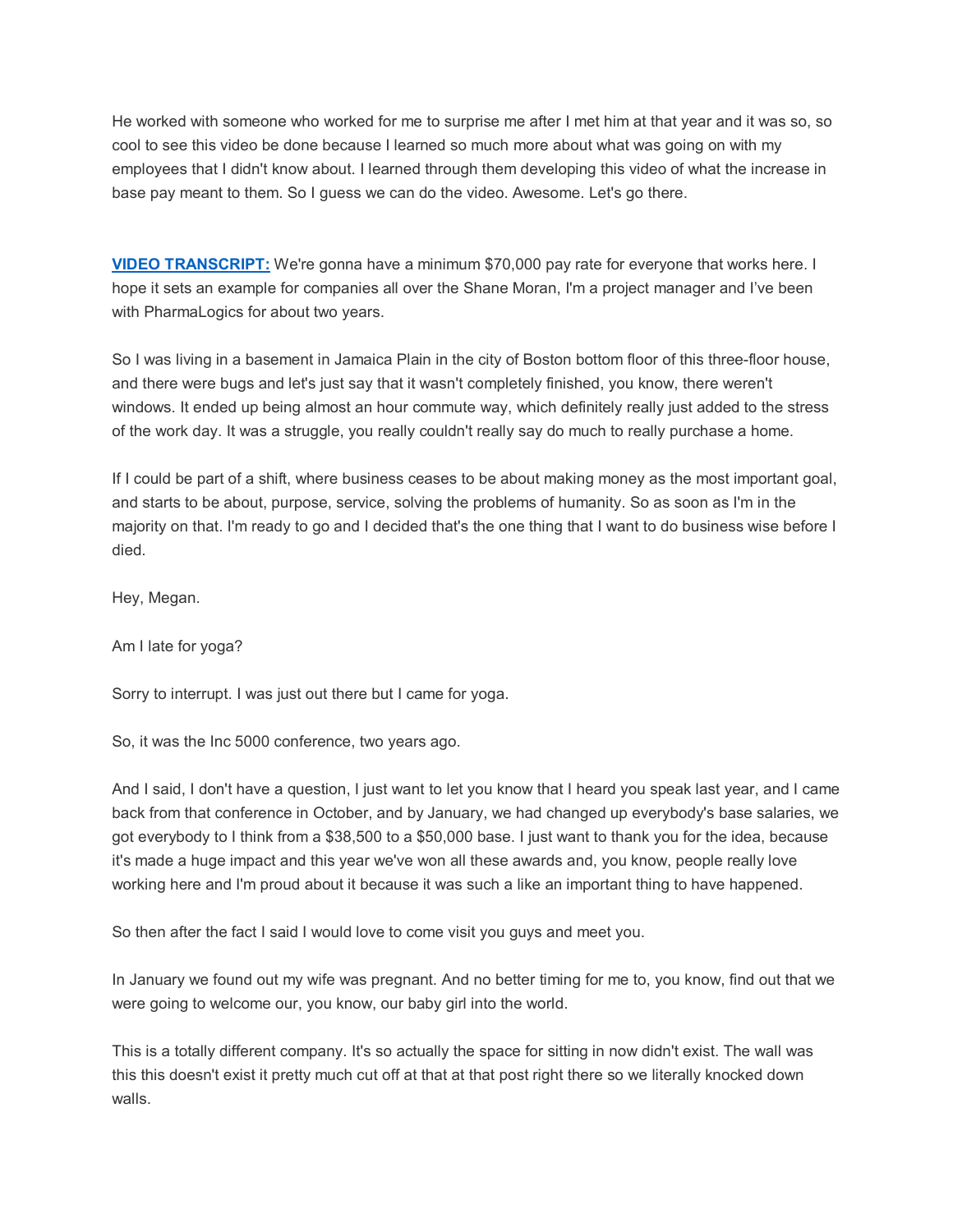He worked with someone who worked for me to surprise me after I met him at that year and it was so, so cool to see this video be done because I learned so much more about what was going on with my employees that I didn't know about. I learned through them developing this video of what the increase in base pay meant to them. So I guess we can do the video. Awesome. Let's go there.

**VIDEO TRANSCRIPT:** We're gonna have a minimum $70,000 pay rate for everyone that works here. I hope it sets an example for companies all over the Shane Moran, I'm a project manager and I've been with PharmaLogics for about two years.

So I was living in a basement in Jamaica Plain in the city of Boston bottom floor of this three-floor house, and there were bugs and let's just say that it wasn't completely finished, you know, there weren't windows. It ended up being almost an hour commute way, which definitely really just added to the stress of the work day. It was a struggle, you really couldn't really say do much to really purchase a home.

If I could be part of a shift, where business ceases to be about making money as the most important goal, and starts to be about, purpose, service, solving the problems of humanity. So as soon as I'm in the majority on that. I'm ready to go and I decided that's the one thing that I want to do business wise before I died.

Hey, Megan.

Am I late for yoga?

Sorry to interrupt. I was just out there but I came for yoga.

So, it was the Inc 5000 conference, two years ago.

And I said, I don't have a question, I just want to let you know that I heard you speak last year, and I came back from that conference in October, and by January, we had changed up everybody's base salaries, we got everybody to I think from a $38,500 to a $50,000 base. I just want to thank you for the idea, because it's made a huge impact and this year we've won all these awards and, you know, people really love working here and I'm proud about it because it was such a like an important thing to have happened.

So then after the fact I said I would love to come visit you guys and meet you.

In January we found out my wife was pregnant. And no better timing for me to, you know, find out that we were going to welcome our, you know, our baby girl into the world.

This is a totally different company. It's so actually the space for sitting in now didn't exist. The wall was this this doesn't exist it pretty much cut off at that at that post right there so we literally knocked down walls.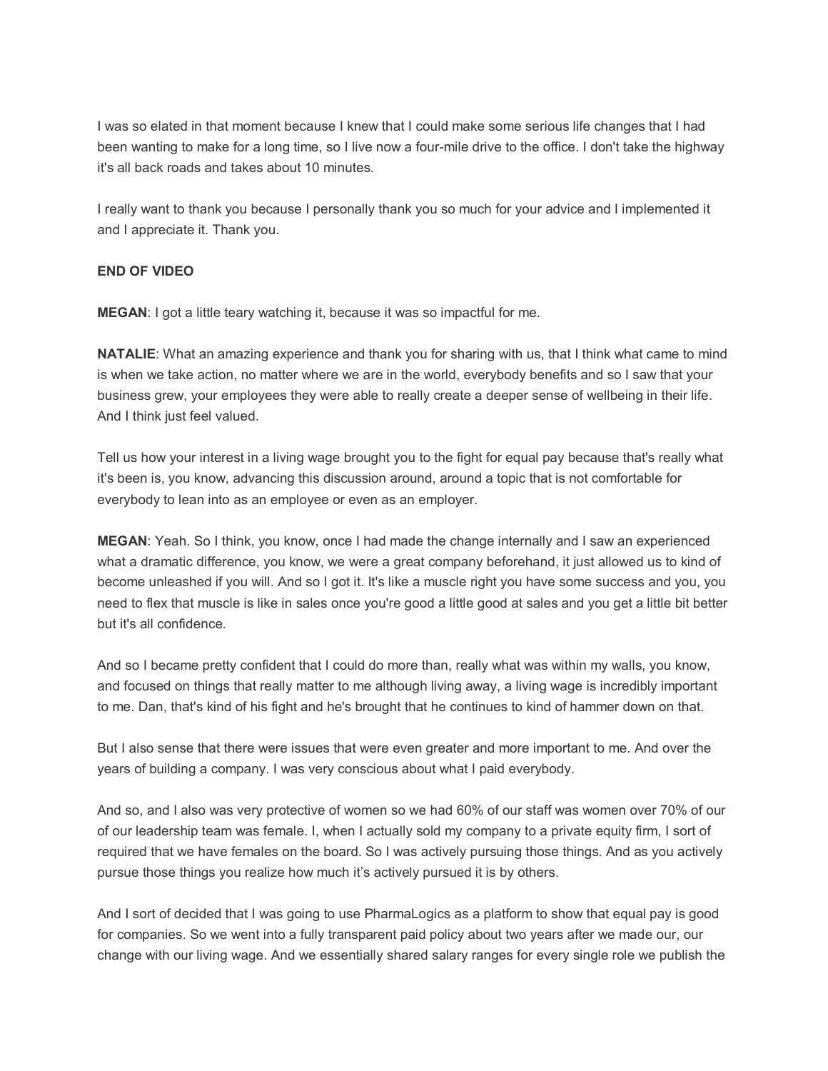I was so elated in that moment because I knew that I could make some serious life changes that I had been wanting to make for a long time, so I live now a four-mile drive to the office. I don't take the highway it's all back roads and takes about 10 minutes.

I really want to thank you because I personally thank you so much for your advice and I implemented it and I appreciate it. Thank you.

**END OF VIDEO**

**MEGAN**: I got a little teary watching it, because it was so impactful for me.

**NATALIE**: What an amazing experience and thank you for sharing with us, that I think what came to mind is when we take action, no matter where we are in the world, everybody benefits and so I saw that your business grew, your employees they were able to really create a deeper sense of wellbeing in their life. And I think just feel valued.

Tell us how your interest in a living wage brought you to the fight for equal pay because that's really what it's been is, you know, advancing this discussion around, around a topic that is not comfortable for everybody to lean into as an employee or even as an employer.

**MEGAN**: Yeah. So I think, you know, once I had made the change internally and I saw an experienced what a dramatic difference, you know, we were a great company beforehand, it just allowed us to kind of become unleashed if you will. And so I got it. It's like a muscle right you have some success and you, you need to flex that muscle is like in sales once you're good a little good at sales and you get a little bit better but it's all confidence.

And so I became pretty confident that I could do more than, really what was within my walls, you know, and focused on things that really matter to me although living away, a living wage is incredibly important to me. Dan, that's kind of his fight and he's brought that he continues to kind of hammer down on that.

But I also sense that there were issues that were even greater and more important to me. And over the years of building a company. I was very conscious about what I paid everybody.

And so, and I also was very protective of women so we had 60% of our staff was women over 70% of our of our leadership team was female. I, when I actually sold my company to a private equity firm, I sort of required that we have females on the board. So I was actively pursuing those things. And as you actively pursue those things you realize how much it's actively pursued it is by others.

And I sort of decided that I was going to use PharmaLogics as a platform to show that equal pay is good for companies. So we went into a fully transparent paid policy about two years after we made our, our change with our living wage. And we essentially shared salary ranges for every single role we publish the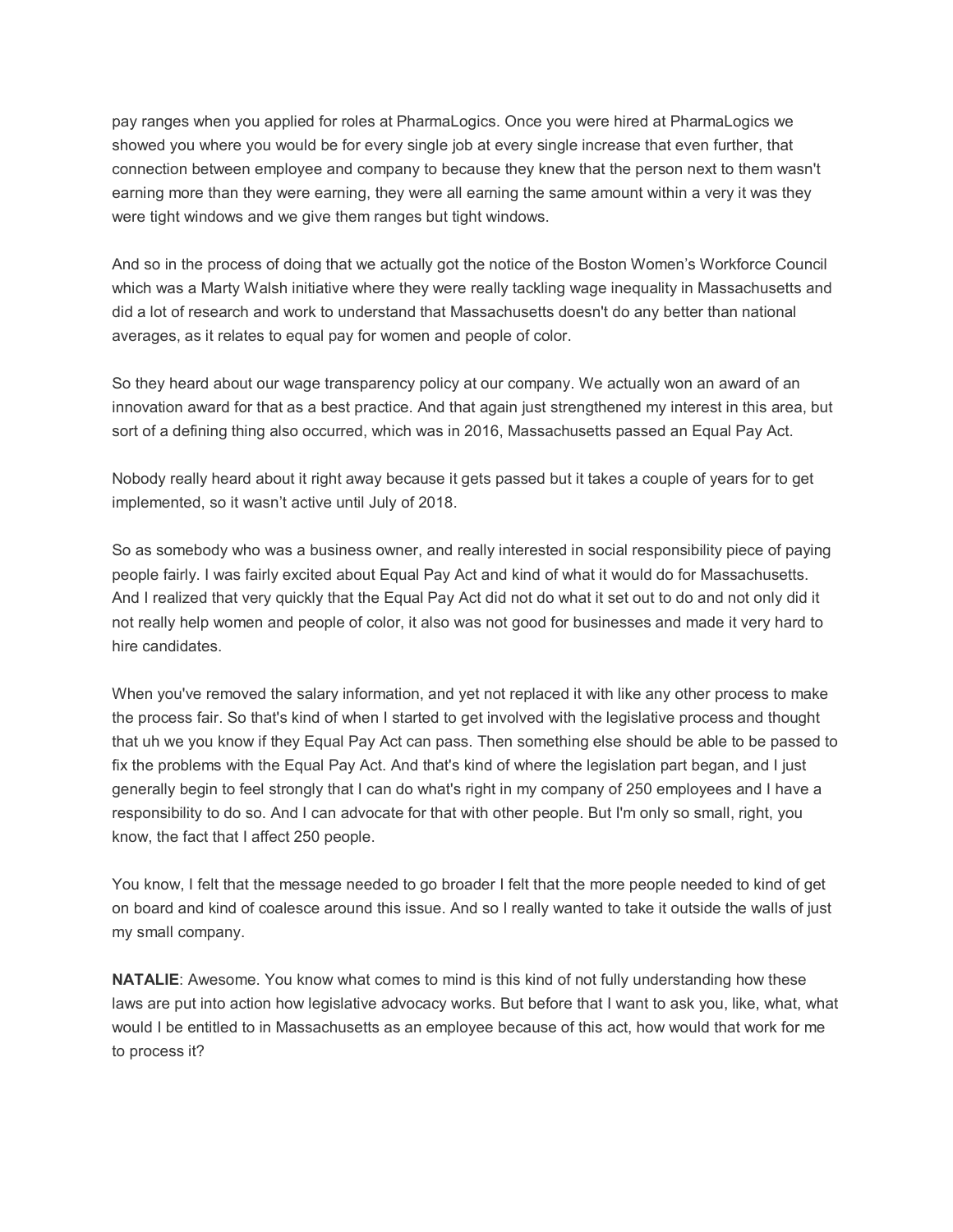pay ranges when you applied for roles at PharmaLogics. Once you were hired at PharmaLogics we showed you where you would be for every single job at every single increase that even further, that connection between employee and company to because they knew that the person next to them wasn't earning more than they were earning, they were all earning the same amount within a very it was they were tight windows and we give them ranges but tight windows.

And so in the process of doing that we actually got the notice of the Boston Women's Workforce Council which was a Marty Walsh initiative where they were really tackling wage inequality in Massachusetts and did a lot of research and work to understand that Massachusetts doesn't do any better than national averages, as it relates to equal pay for women and people of color.

So they heard about our wage transparency policy at our company. We actually won an award of an innovation award for that as a best practice. And that again just strengthened my interest in this area, but sort of a defining thing also occurred, which was in 2016, Massachusetts passed an Equal Pay Act.

Nobody really heard about it right away because it gets passed but it takes a couple of years for to get implemented, so it wasn't active until July of 2018.

So as somebody who was a business owner, and really interested in social responsibility piece of paying people fairly. I was fairly excited about Equal Pay Act and kind of what it would do for Massachusetts. And I realized that very quickly that the Equal Pay Act did not do what it set out to do and not only did it not really help women and people of color, it also was not good for businesses and made it very hard to hire candidates.

When you've removed the salary information, and yet not replaced it with like any other process to make the process fair. So that's kind of when I started to get involved with the legislative process and thought that uh we you know if they Equal Pay Act can pass. Then something else should be able to be passed to fix the problems with the Equal Pay Act. And that's kind of where the legislation part began, and I just generally begin to feel strongly that I can do what's right in my company of 250 employees and I have a responsibility to do so. And I can advocate for that with other people. But I'm only so small, right, you know, the fact that I affect 250 people.

You know, I felt that the message needed to go broader I felt that the more people needed to kind of get on board and kind of coalesce around this issue. And so I really wanted to take it outside the walls of just my small company.

**NATALIE**: Awesome. You know what comes to mind is this kind of not fully understanding how these laws are put into action how legislative advocacy works. But before that I want to ask you, like, what, what would I be entitled to in Massachusetts as an employee because of this act, how would that work for me to process it?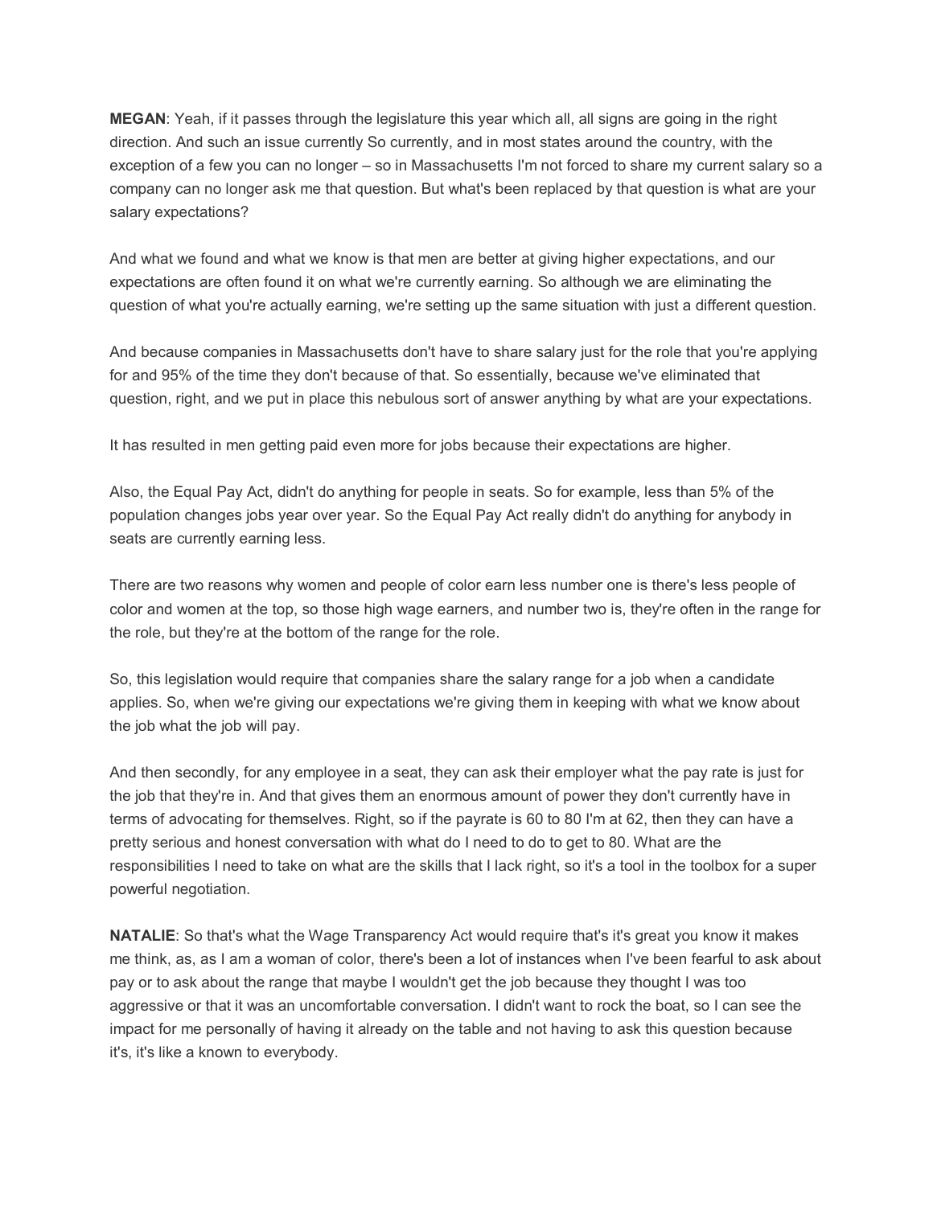**MEGAN**: Yeah, if it passes through the legislature this year which all, all signs are going in the right direction. And such an issue currently So currently, and in most states around the country, with the exception of a few you can no longer – so in Massachusetts I'm not forced to share my current salary so a company can no longer ask me that question. But what's been replaced by that question is what are your salary expectations?

And what we found and what we know is that men are better at giving higher expectations, and our expectations are often found it on what we're currently earning. So although we are eliminating the question of what you're actually earning, we're setting up the same situation with just a different question.

And because companies in Massachusetts don't have to share salary just for the role that you're applying for and 95% of the time they don't because of that. So essentially, because we've eliminated that question, right, and we put in place this nebulous sort of answer anything by what are your expectations.

It has resulted in men getting paid even more for jobs because their expectations are higher.

Also, the Equal Pay Act, didn't do anything for people in seats. So for example, less than 5% of the population changes jobs year over year. So the Equal Pay Act really didn't do anything for anybody in seats are currently earning less.

There are two reasons why women and people of color earn less number one is there's less people of color and women at the top, so those high wage earners, and number two is, they're often in the range for the role, but they're at the bottom of the range for the role.

So, this legislation would require that companies share the salary range for a job when a candidate applies. So, when we're giving our expectations we're giving them in keeping with what we know about the job what the job will pay.

And then secondly, for any employee in a seat, they can ask their employer what the pay rate is just for the job that they're in. And that gives them an enormous amount of power they don't currently have in terms of advocating for themselves. Right, so if the payrate is 60 to 80 I'm at 62, then they can have a pretty serious and honest conversation with what do I need to do to get to 80. What are the responsibilities I need to take on what are the skills that I lack right, so it's a tool in the toolbox for a super powerful negotiation.

**NATALIE**: So that's what the Wage Transparency Act would require that's it's great you know it makes me think, as, as I am a woman of color, there's been a lot of instances when I've been fearful to ask about pay or to ask about the range that maybe I wouldn't get the job because they thought I was too aggressive or that it was an uncomfortable conversation. I didn't want to rock the boat, so I can see the impact for me personally of having it already on the table and not having to ask this question because it's, it's like a known to everybody.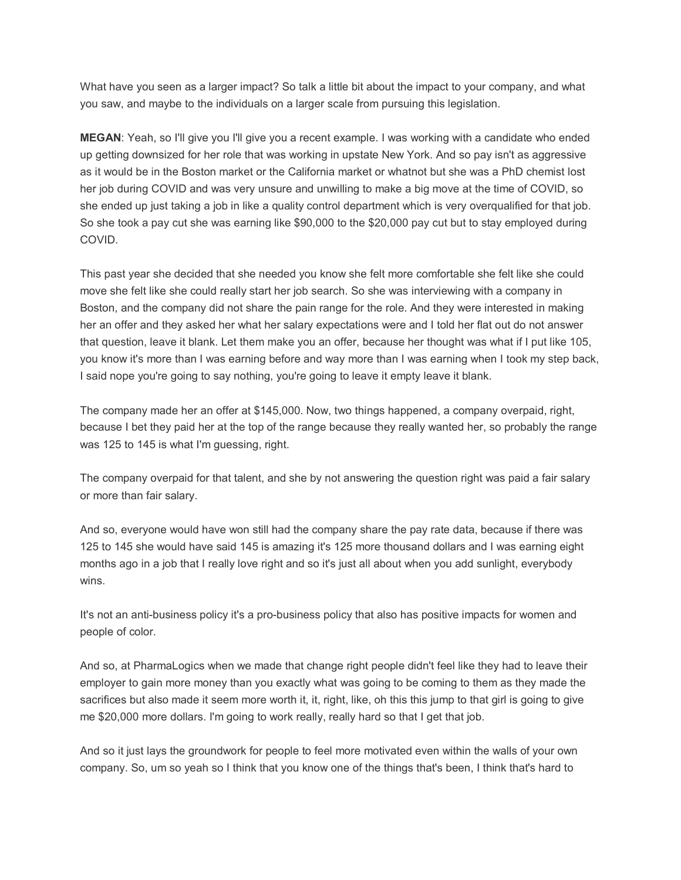What have you seen as a larger impact? So talk a little bit about the impact to your company, and what you saw, and maybe to the individuals on a larger scale from pursuing this legislation.

**MEGAN**: Yeah, so I'll give you I'll give you a recent example. I was working with a candidate who ended up getting downsized for her role that was working in upstate New York. And so pay isn't as aggressive as it would be in the Boston market or the California market or whatnot but she was a PhD chemist lost her job during COVID and was very unsure and unwilling to make a big move at the time of COVID, so she ended up just taking a job in like a quality control department which is very overqualified for that job. So she took a pay cut she was earning like $90,000 to the $20,000 pay cut but to stay employed during COVID.

This past year she decided that she needed you know she felt more comfortable she felt like she could move she felt like she could really start her job search. So she was interviewing with a company in Boston, and the company did not share the pain range for the role. And they were interested in making her an offer and they asked her what her salary expectations were and I told her flat out do not answer that question, leave it blank. Let them make you an offer, because her thought was what if I put like 105, you know it's more than I was earning before and way more than I was earning when I took my step back, I said nope you're going to say nothing, you're going to leave it empty leave it blank.

The company made her an offer at $145,000. Now, two things happened, a company overpaid, right, because I bet they paid her at the top of the range because they really wanted her, so probably the range was 125 to 145 is what I'm guessing, right.

The company overpaid for that talent, and she by not answering the question right was paid a fair salary or more than fair salary.

And so, everyone would have won still had the company share the pay rate data, because if there was 125 to 145 she would have said 145 is amazing it's 125 more thousand dollars and I was earning eight months ago in a job that I really love right and so it's just all about when you add sunlight, everybody wins.

It's not an anti-business policy it's a pro-business policy that also has positive impacts for women and people of color.

And so, at PharmaLogics when we made that change right people didn't feel like they had to leave their employer to gain more money than you exactly what was going to be coming to them as they made the sacrifices but also made it seem more worth it, it, right, like, oh this this jump to that girl is going to give me $20,000 more dollars. I'm going to work really, really hard so that I get that job.

And so it just lays the groundwork for people to feel more motivated even within the walls of your own company. So, um so yeah so I think that you know one of the things that's been, I think that's hard to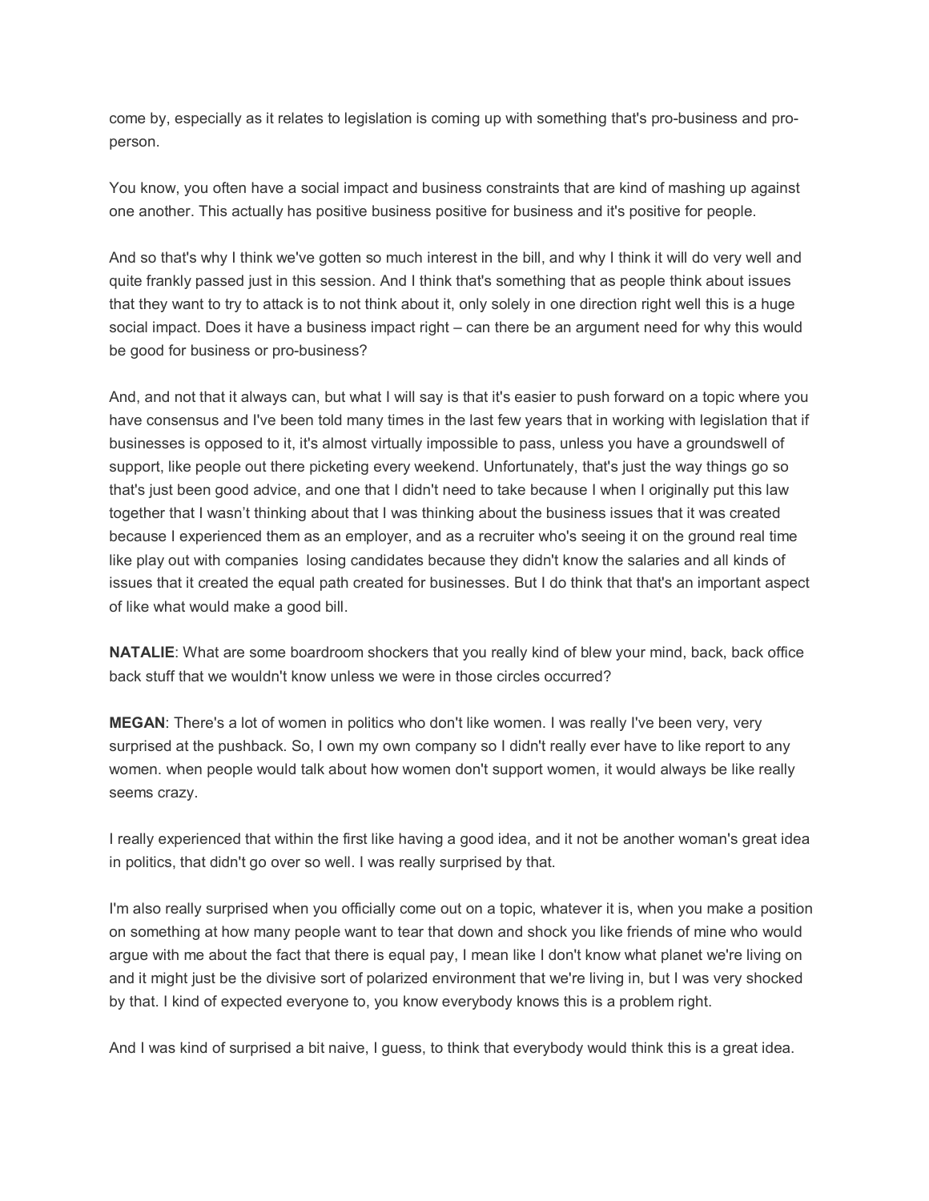come by, especially as it relates to legislation is coming up with something that's pro-business and pro-person.

You know, you often have a social impact and business constraints that are kind of mashing up against one another. This actually has positive business positive for business and it's positive for people.

And so that's why I think we've gotten so much interest in the bill, and why I think it will do very well and quite frankly passed just in this session. And I think that's something that as people think about issues that they want to try to attack is to not think about it, only solely in one direction right well this is a huge social impact. Does it have a business impact right – can there be an argument need for why this would be good for business or pro-business?

And, and not that it always can, but what I will say is that it's easier to push forward on a topic where you have consensus and I've been told many times in the last few years that in working with legislation that if businesses is opposed to it, it's almost virtually impossible to pass, unless you have a groundswell of support, like people out there picketing every weekend. Unfortunately, that's just the way things go so that's just been good advice, and one that I didn't need to take because I when I originally put this law together that I wasn't thinking about that I was thinking about the business issues that it was created because I experienced them as an employer, and as a recruiter who's seeing it on the ground real time like play out with companies losing candidates because they didn't know the salaries and all kinds of issues that it created the equal path created for businesses. But I do think that that's an important aspect of like what would make a good bill.

**NATALIE**: What are some boardroom shockers that you really kind of blew your mind, back, back office back stuff that we wouldn't know unless we were in those circles occurred?

**MEGAN**: There's a lot of women in politics who don't like women. I was really I've been very, very surprised at the pushback. So, I own my own company so I didn't really ever have to like report to any women. when people would talk about how women don't support women, it would always be like really seems crazy.

I really experienced that within the first like having a good idea, and it not be another woman's great idea in politics, that didn't go over so well. I was really surprised by that.

I'm also really surprised when you officially come out on a topic, whatever it is, when you make a position on something at how many people want to tear that down and shock you like friends of mine who would argue with me about the fact that there is equal pay, I mean like I don't know what planet we're living on and it might just be the divisive sort of polarized environment that we're living in, but I was very shocked by that. I kind of expected everyone to, you know everybody knows this is a problem right.

And I was kind of surprised a bit naive, I guess, to think that everybody would think this is a great idea.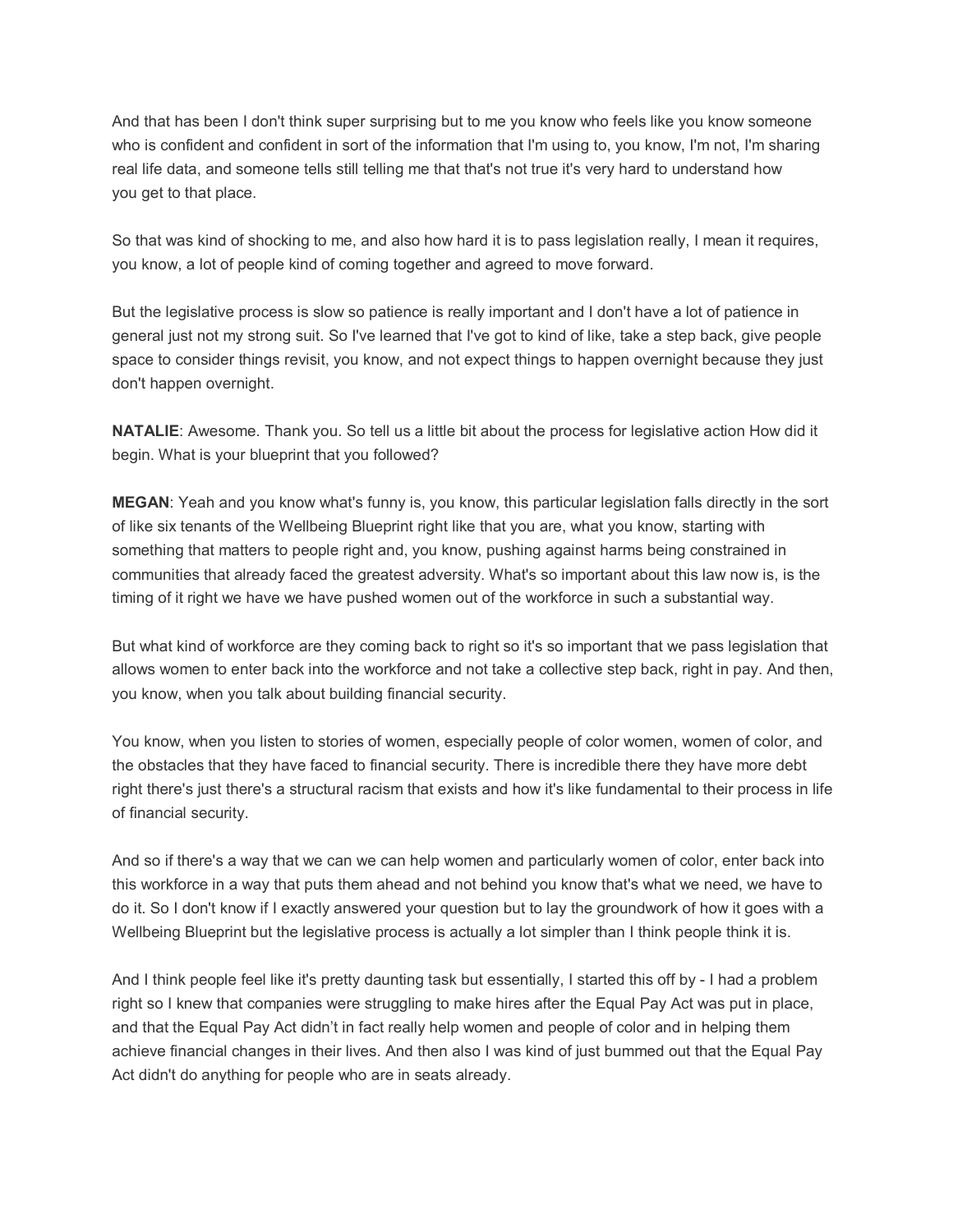And that has been I don't think super surprising but to me you know who feels like you know someone who is confident and confident in sort of the information that I'm using to, you know, I'm not, I'm sharing real life data, and someone tells still telling me that that's not true it's very hard to understand how you get to that place.

So that was kind of shocking to me, and also how hard it is to pass legislation really, I mean it requires, you know, a lot of people kind of coming together and agreed to move forward.

But the legislative process is slow so patience is really important and I don't have a lot of patience in general just not my strong suit. So I've learned that I've got to kind of like, take a step back, give people space to consider things revisit, you know, and not expect things to happen overnight because they just don't happen overnight.

**NATALIE**: Awesome. Thank you. So tell us a little bit about the process for legislative action How did it begin. What is your blueprint that you followed?

**MEGAN**: Yeah and you know what's funny is, you know, this particular legislation falls directly in the sort of like six tenants of the Wellbeing Blueprint right like that you are, what you know, starting with something that matters to people right and, you know, pushing against harms being constrained in communities that already faced the greatest adversity. What's so important about this law now is, is the timing of it right we have we have pushed women out of the workforce in such a substantial way.

But what kind of workforce are they coming back to right so it's so important that we pass legislation that allows women to enter back into the workforce and not take a collective step back, right in pay. And then, you know, when you talk about building financial security.

You know, when you listen to stories of women, especially people of color women, women of color, and the obstacles that they have faced to financial security. There is incredible there they have more debt right there's just there's a structural racism that exists and how it's like fundamental to their process in life of financial security.

And so if there's a way that we can we can help women and particularly women of color, enter back into this workforce in a way that puts them ahead and not behind you know that's what we need, we have to do it. So I don't know if I exactly answered your question but to lay the groundwork of how it goes with a Wellbeing Blueprint but the legislative process is actually a lot simpler than I think people think it is.

And I think people feel like it's pretty daunting task but essentially, I started this off by - I had a problem right so I knew that companies were struggling to make hires after the Equal Pay Act was put in place, and that the Equal Pay Act didn't in fact really help women and people of color and in helping them achieve financial changes in their lives. And then also I was kind of just bummed out that the Equal Pay Act didn't do anything for people who are in seats already.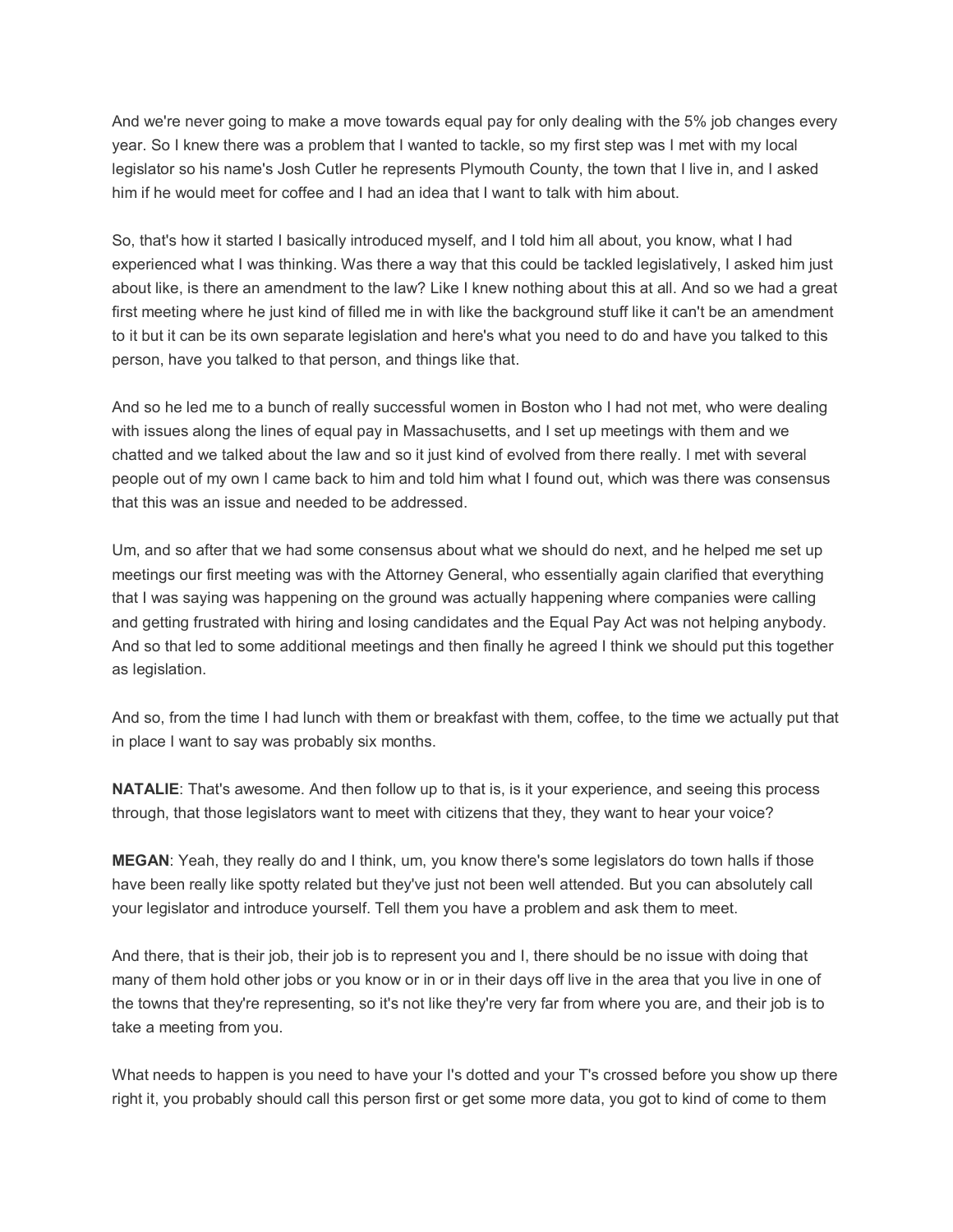And we're never going to make a move towards equal pay for only dealing with the 5% job changes every year. So I knew there was a problem that I wanted to tackle, so my first step was I met with my local legislator so his name's Josh Cutler he represents Plymouth County, the town that I live in, and I asked him if he would meet for coffee and I had an idea that I want to talk with him about.

So, that's how it started I basically introduced myself, and I told him all about, you know, what I had experienced what I was thinking. Was there a way that this could be tackled legislatively, I asked him just about like, is there an amendment to the law? Like I knew nothing about this at all. And so we had a great first meeting where he just kind of filled me in with like the background stuff like it can't be an amendment to it but it can be its own separate legislation and here's what you need to do and have you talked to this person, have you talked to that person, and things like that.

And so he led me to a bunch of really successful women in Boston who I had not met, who were dealing with issues along the lines of equal pay in Massachusetts, and I set up meetings with them and we chatted and we talked about the law and so it just kind of evolved from there really. I met with several people out of my own I came back to him and told him what I found out, which was there was consensus that this was an issue and needed to be addressed.

Um, and so after that we had some consensus about what we should do next, and he helped me set up meetings our first meeting was with the Attorney General, who essentially again clarified that everything that I was saying was happening on the ground was actually happening where companies were calling and getting frustrated with hiring and losing candidates and the Equal Pay Act was not helping anybody. And so that led to some additional meetings and then finally he agreed I think we should put this together as legislation.

And so, from the time I had lunch with them or breakfast with them, coffee, to the time we actually put that in place I want to say was probably six months.

**NATALIE**: That's awesome. And then follow up to that is, is it your experience, and seeing this process through, that those legislators want to meet with citizens that they, they want to hear your voice?

**MEGAN**: Yeah, they really do and I think, um, you know there's some legislators do town halls if those have been really like spotty related but they've just not been well attended. But you can absolutely call your legislator and introduce yourself. Tell them you have a problem and ask them to meet.

And there, that is their job, their job is to represent you and I, there should be no issue with doing that many of them hold other jobs or you know or in or in their days off live in the area that you live in one of the towns that they're representing, so it's not like they're very far from where you are, and their job is to take a meeting from you.

What needs to happen is you need to have your I's dotted and your T's crossed before you show up there right it, you probably should call this person first or get some more data, you got to kind of come to them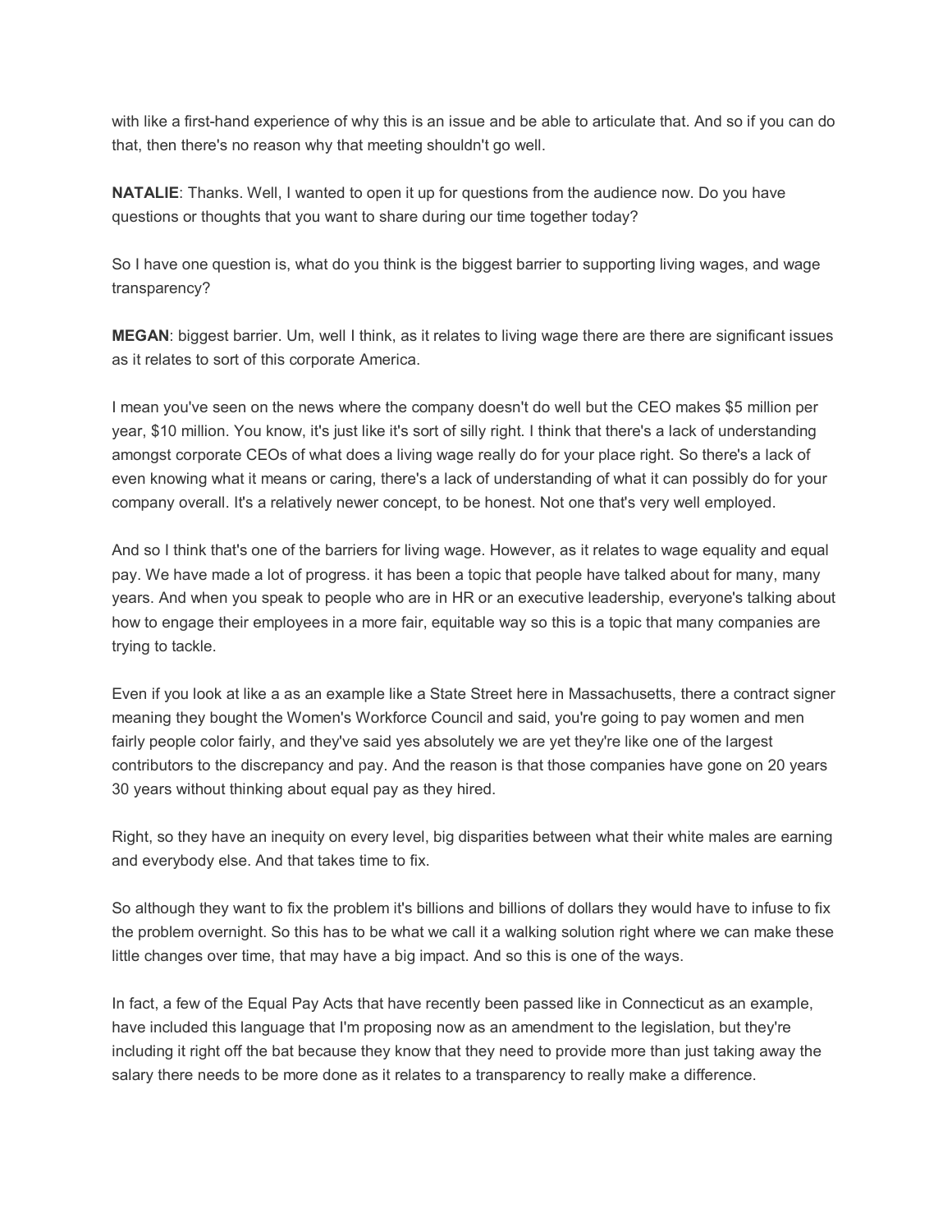with like a first-hand experience of why this is an issue and be able to articulate that. And so if you can do that, then there's no reason why that meeting shouldn't go well.

**NATALIE**: Thanks. Well, I wanted to open it up for questions from the audience now. Do you have questions or thoughts that you want to share during our time together today?

So I have one question is, what do you think is the biggest barrier to supporting living wages, and wage transparency?

**MEGAN**: biggest barrier. Um, well I think, as it relates to living wage there are there are significant issues as it relates to sort of this corporate America.

I mean you've seen on the news where the company doesn't do well but the CEO makes $5 million per year, $10 million. You know, it's just like it's sort of silly right. I think that there's a lack of understanding amongst corporate CEOs of what does a living wage really do for your place right. So there's a lack of even knowing what it means or caring, there's a lack of understanding of what it can possibly do for your company overall. It's a relatively newer concept, to be honest. Not one that's very well employed.

And so I think that's one of the barriers for living wage. However, as it relates to wage equality and equal pay. We have made a lot of progress. it has been a topic that people have talked about for many, many years. And when you speak to people who are in HR or an executive leadership, everyone's talking about how to engage their employees in a more fair, equitable way so this is a topic that many companies are trying to tackle.

Even if you look at like a as an example like a State Street here in Massachusetts, there a contract signer meaning they bought the Women's Workforce Council and said, you're going to pay women and men fairly people color fairly, and they've said yes absolutely we are yet they're like one of the largest contributors to the discrepancy and pay. And the reason is that those companies have gone on 20 years 30 years without thinking about equal pay as they hired.

Right, so they have an inequity on every level, big disparities between what their white males are earning and everybody else. And that takes time to fix.

So although they want to fix the problem it's billions and billions of dollars they would have to infuse to fix the problem overnight. So this has to be what we call it a walking solution right where we can make these little changes over time, that may have a big impact. And so this is one of the ways.

In fact, a few of the Equal Pay Acts that have recently been passed like in Connecticut as an example, have included this language that I'm proposing now as an amendment to the legislation, but they're including it right off the bat because they know that they need to provide more than just taking away the salary there needs to be more done as it relates to a transparency to really make a difference.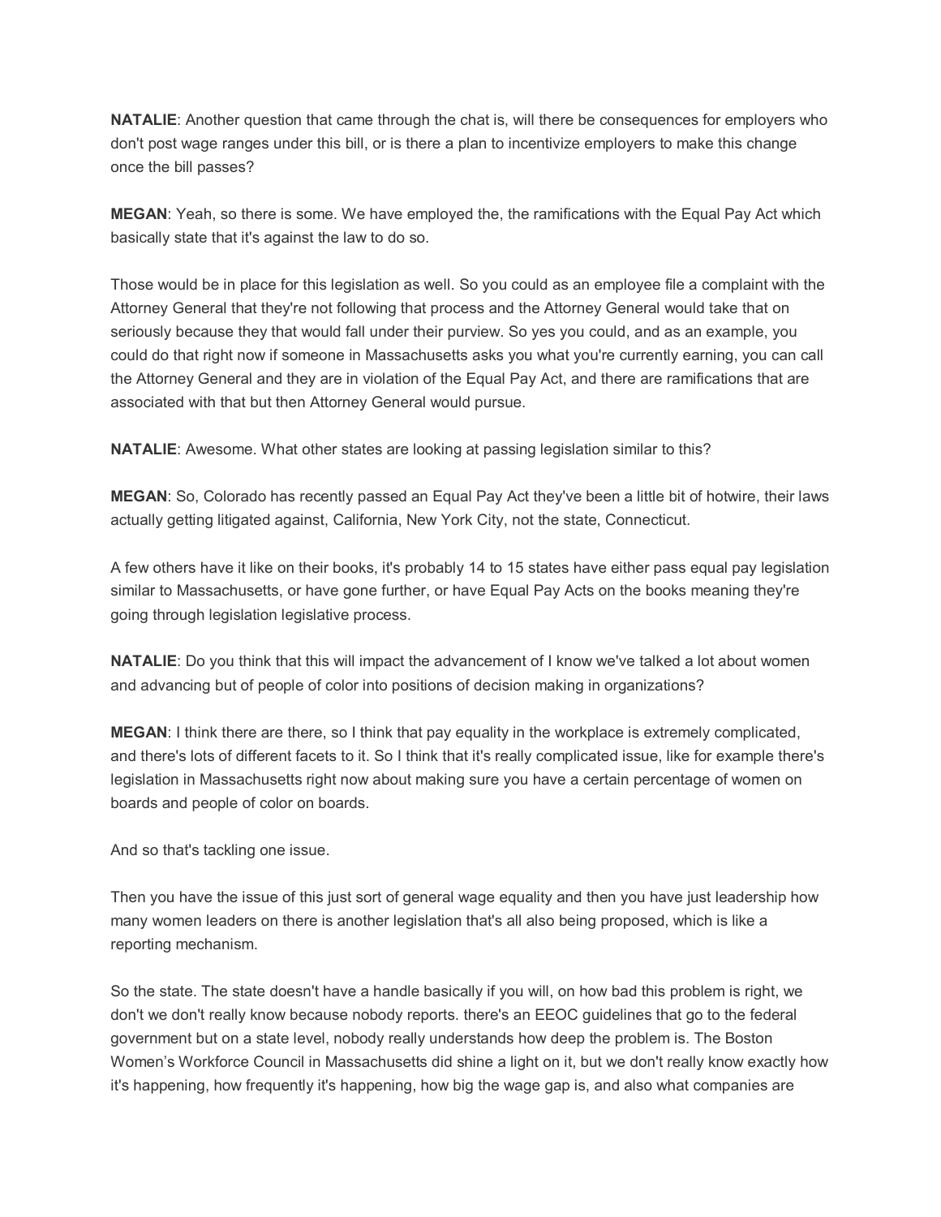**NATALIE**: Another question that came through the chat is, will there be consequences for employers who don't post wage ranges under this bill, or is there a plan to incentivize employers to make this change once the bill passes?

**MEGAN**: Yeah, so there is some. We have employed the, the ramifications with the Equal Pay Act which basically state that it's against the law to do so.

Those would be in place for this legislation as well. So you could as an employee file a complaint with the Attorney General that they're not following that process and the Attorney General would take that on seriously because they that would fall under their purview. So yes you could, and as an example, you could do that right now if someone in Massachusetts asks you what you're currently earning, you can call the Attorney General and they are in violation of the Equal Pay Act, and there are ramifications that are associated with that but then Attorney General would pursue.

**NATALIE**: Awesome. What other states are looking at passing legislation similar to this?

**MEGAN**: So, Colorado has recently passed an Equal Pay Act they've been a little bit of hotwire, their laws actually getting litigated against, California, New York City, not the state, Connecticut.

A few others have it like on their books, it's probably 14 to 15 states have either pass equal pay legislation similar to Massachusetts, or have gone further, or have Equal Pay Acts on the books meaning they're going through legislation legislative process.

**NATALIE**: Do you think that this will impact the advancement of I know we've talked a lot about women and advancing but of people of color into positions of decision making in organizations?

**MEGAN**: I think there are there, so I think that pay equality in the workplace is extremely complicated, and there's lots of different facets to it. So I think that it's really complicated issue, like for example there's legislation in Massachusetts right now about making sure you have a certain percentage of women on boards and people of color on boards.

And so that's tackling one issue.

Then you have the issue of this just sort of general wage equality and then you have just leadership how many women leaders on there is another legislation that's all also being proposed, which is like a reporting mechanism.

So the state. The state doesn't have a handle basically if you will, on how bad this problem is right, we don't we don't really know because nobody reports. there's an EEOC guidelines that go to the federal government but on a state level, nobody really understands how deep the problem is. The Boston Women's Workforce Council in Massachusetts did shine a light on it, but we don't really know exactly how it's happening, how frequently it's happening, how big the wage gap is, and also what companies are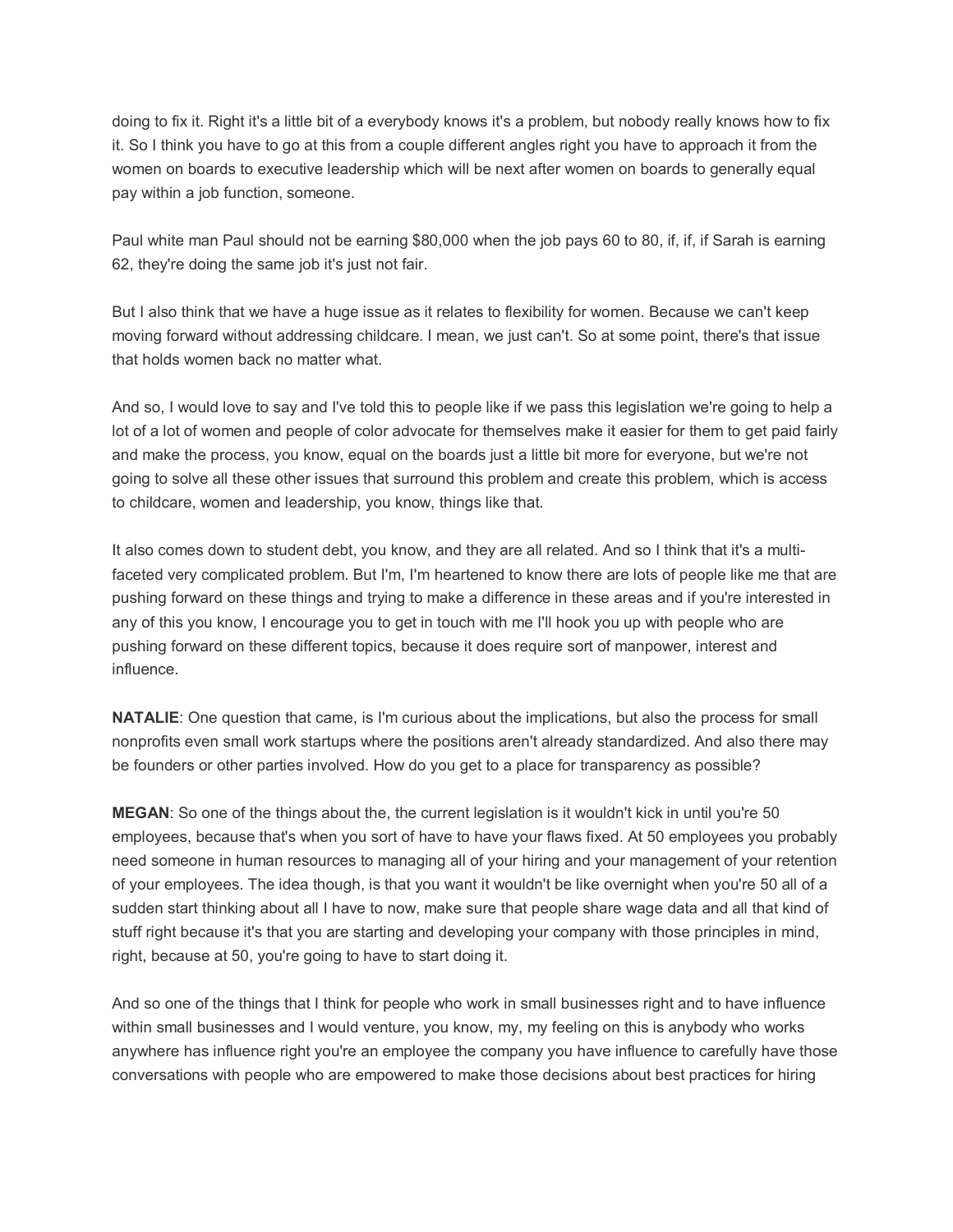doing to fix it. Right it's a little bit of a everybody knows it's a problem, but nobody really knows how to fix it. So I think you have to go at this from a couple different angles right you have to approach it from the women on boards to executive leadership which will be next after women on boards to generally equal pay within a job function, someone.

Paul white man Paul should not be earning $80,000 when the job pays 60 to 80, if, if, if Sarah is earning 62, they're doing the same job it's just not fair.

But I also think that we have a huge issue as it relates to flexibility for women. Because we can't keep moving forward without addressing childcare. I mean, we just can't. So at some point, there's that issue that holds women back no matter what.

And so, I would love to say and I've told this to people like if we pass this legislation we're going to help a lot of a lot of women and people of color advocate for themselves make it easier for them to get paid fairly and make the process, you know, equal on the boards just a little bit more for everyone, but we're not going to solve all these other issues that surround this problem and create this problem, which is access to childcare, women and leadership, you know, things like that.

It also comes down to student debt, you know, and they are all related. And so I think that it's a multi-faceted very complicated problem. But I'm, I'm heartened to know there are lots of people like me that are pushing forward on these things and trying to make a difference in these areas and if you're interested in any of this you know, I encourage you to get in touch with me I'll hook you up with people who are pushing forward on these different topics, because it does require sort of manpower, interest and influence.

**NATALIE**: One question that came, is I'm curious about the implications, but also the process for small nonprofits even small work startups where the positions aren't already standardized. And also there may be founders or other parties involved. How do you get to a place for transparency as possible?

**MEGAN**: So one of the things about the, the current legislation is it wouldn't kick in until you're 50 employees, because that's when you sort of have to have your flaws fixed. At 50 employees you probably need someone in human resources to managing all of your hiring and your management of your retention of your employees. The idea though, is that you want it wouldn't be like overnight when you're 50 all of a sudden start thinking about all I have to now, make sure that people share wage data and all that kind of stuff right because it's that you are starting and developing your company with those principles in mind, right, because at 50, you're going to have to start doing it.

And so one of the things that I think for people who work in small businesses right and to have influence within small businesses and I would venture, you know, my, my feeling on this is anybody who works anywhere has influence right you're an employee the company you have influence to carefully have those conversations with people who are empowered to make those decisions about best practices for hiring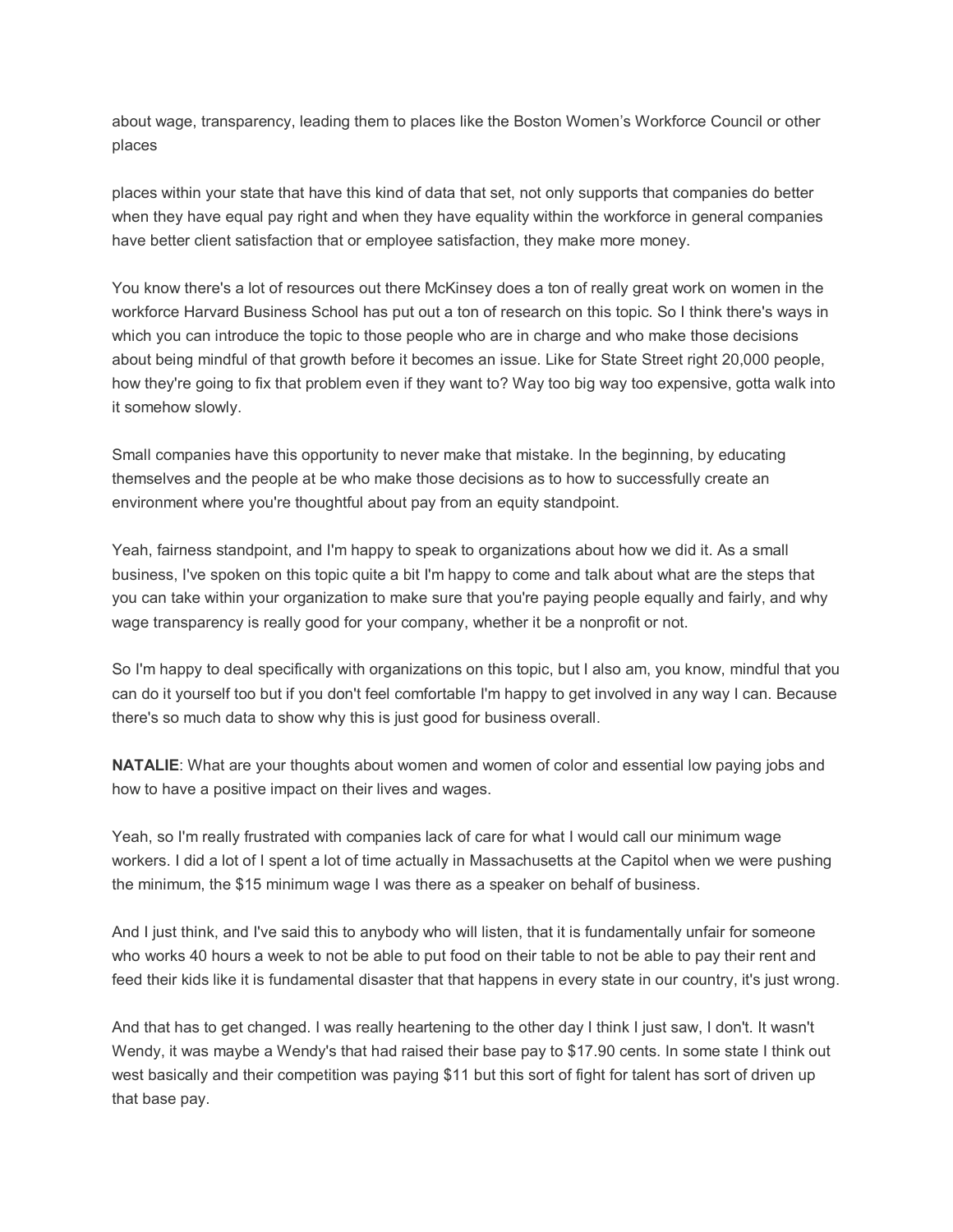about wage, transparency, leading them to places like the Boston Women's Workforce Council or other places

places within your state that have this kind of data that set, not only supports that companies do better when they have equal pay right and when they have equality within the workforce in general companies have better client satisfaction that or employee satisfaction, they make more money.

You know there's a lot of resources out there McKinsey does a ton of really great work on women in the workforce Harvard Business School has put out a ton of research on this topic. So I think there's ways in which you can introduce the topic to those people who are in charge and who make those decisions about being mindful of that growth before it becomes an issue. Like for State Street right 20,000 people, how they're going to fix that problem even if they want to? Way too big way too expensive, gotta walk into it somehow slowly.

Small companies have this opportunity to never make that mistake. In the beginning, by educating themselves and the people at be who make those decisions as to how to successfully create an environment where you're thoughtful about pay from an equity standpoint.

Yeah, fairness standpoint, and I'm happy to speak to organizations about how we did it. As a small business, I've spoken on this topic quite a bit I'm happy to come and talk about what are the steps that you can take within your organization to make sure that you're paying people equally and fairly, and why wage transparency is really good for your company, whether it be a nonprofit or not.

So I'm happy to deal specifically with organizations on this topic, but I also am, you know, mindful that you can do it yourself too but if you don't feel comfortable I'm happy to get involved in any way I can. Because there's so much data to show why this is just good for business overall.

**NATALIE**: What are your thoughts about women and women of color and essential low paying jobs and how to have a positive impact on their lives and wages.

Yeah, so I'm really frustrated with companies lack of care for what I would call our minimum wage workers. I did a lot of I spent a lot of time actually in Massachusetts at the Capitol when we were pushing the minimum, the $15 minimum wage I was there as a speaker on behalf of business.

And I just think, and I've said this to anybody who will listen, that it is fundamentally unfair for someone who works 40 hours a week to not be able to put food on their table to not be able to pay their rent and feed their kids like it is fundamental disaster that that happens in every state in our country, it's just wrong.

And that has to get changed. I was really heartening to the other day I think I just saw, I don't. It wasn't Wendy, it was maybe a Wendy's that had raised their base pay to $17.90 cents. In some state I think out west basically and their competition was paying $11 but this sort of fight for talent has sort of driven up that base pay.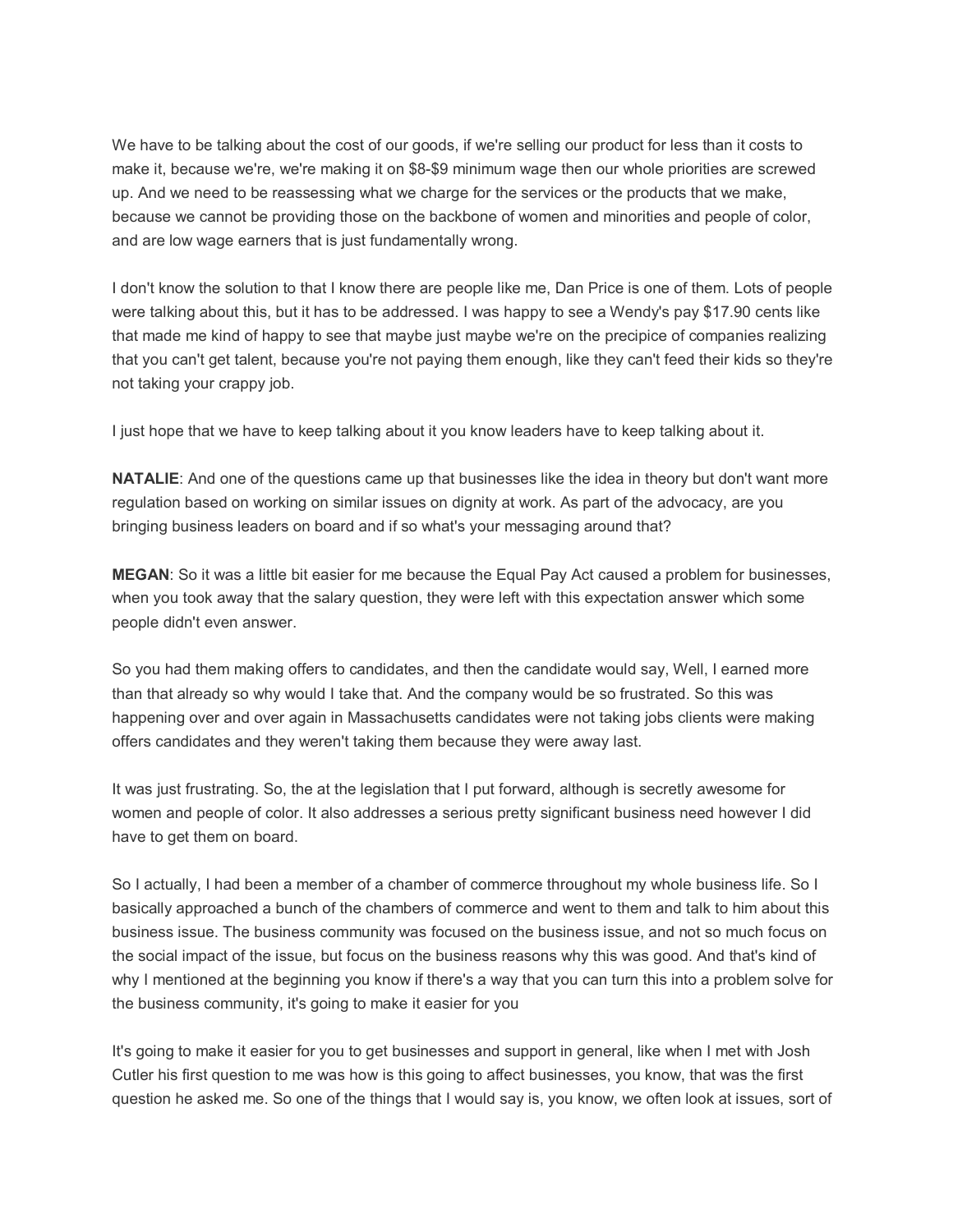We have to be talking about the cost of our goods, if we're selling our product for less than it costs to make it, because we're, we're making it on $8-$9 minimum wage then our whole priorities are screwed up. And we need to be reassessing what we charge for the services or the products that we make, because we cannot be providing those on the backbone of women and minorities and people of color, and are low wage earners that is just fundamentally wrong.

I don't know the solution to that I know there are people like me, Dan Price is one of them. Lots of people were talking about this, but it has to be addressed. I was happy to see a Wendy's pay $17.90 cents like that made me kind of happy to see that maybe just maybe we're on the precipice of companies realizing that you can't get talent, because you're not paying them enough, like they can't feed their kids so they're not taking your crappy job.

I just hope that we have to keep talking about it you know leaders have to keep talking about it.

**NATALIE**: And one of the questions came up that businesses like the idea in theory but don't want more regulation based on working on similar issues on dignity at work. As part of the advocacy, are you bringing business leaders on board and if so what's your messaging around that?

**MEGAN**: So it was a little bit easier for me because the Equal Pay Act caused a problem for businesses, when you took away that the salary question, they were left with this expectation answer which some people didn't even answer.

So you had them making offers to candidates, and then the candidate would say, Well, I earned more than that already so why would I take that. And the company would be so frustrated. So this was happening over and over again in Massachusetts candidates were not taking jobs clients were making offers candidates and they weren't taking them because they were away last.

It was just frustrating. So, the at the legislation that I put forward, although is secretly awesome for women and people of color. It also addresses a serious pretty significant business need however I did have to get them on board.

So I actually, I had been a member of a chamber of commerce throughout my whole business life. So I basically approached a bunch of the chambers of commerce and went to them and talk to him about this business issue. The business community was focused on the business issue, and not so much focus on the social impact of the issue, but focus on the business reasons why this was good. And that's kind of why I mentioned at the beginning you know if there's a way that you can turn this into a problem solve for the business community, it's going to make it easier for you

It's going to make it easier for you to get businesses and support in general, like when I met with Josh Cutler his first question to me was how is this going to affect businesses, you know, that was the first question he asked me. So one of the things that I would say is, you know, we often look at issues, sort of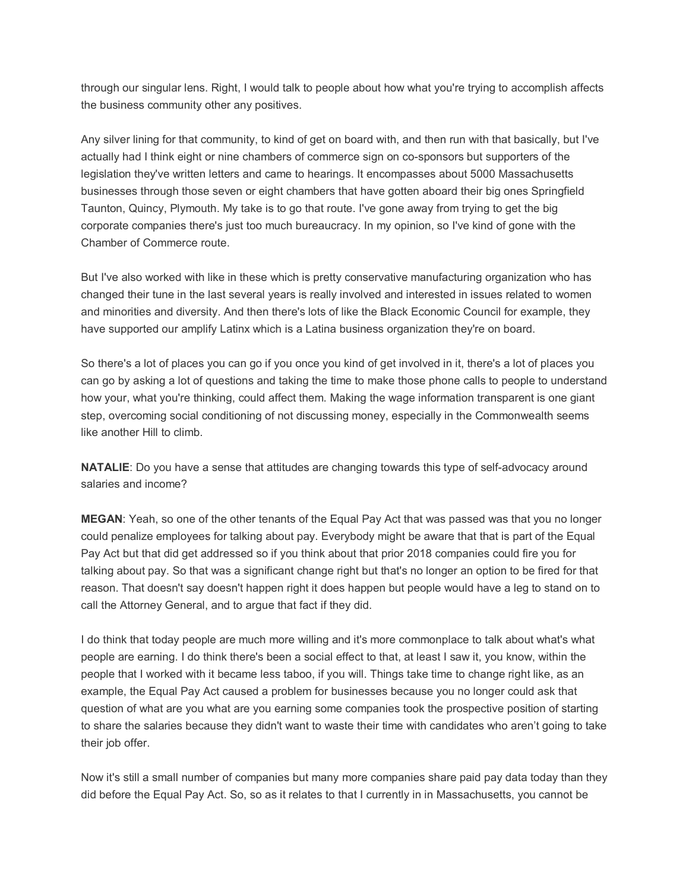through our singular lens. Right, I would talk to people about how what you're trying to accomplish affects the business community other any positives.

Any silver lining for that community, to kind of get on board with, and then run with that basically, but I've actually had I think eight or nine chambers of commerce sign on co-sponsors but supporters of the legislation they've written letters and came to hearings. It encompasses about 5000 Massachusetts businesses through those seven or eight chambers that have gotten aboard their big ones Springfield Taunton, Quincy, Plymouth. My take is to go that route. I've gone away from trying to get the big corporate companies there's just too much bureaucracy. In my opinion, so I've kind of gone with the Chamber of Commerce route.

But I've also worked with like in these which is pretty conservative manufacturing organization who has changed their tune in the last several years is really involved and interested in issues related to women and minorities and diversity. And then there's lots of like the Black Economic Council for example, they have supported our amplify Latinx which is a Latina business organization they're on board.

So there's a lot of places you can go if you once you kind of get involved in it, there's a lot of places you can go by asking a lot of questions and taking the time to make those phone calls to people to understand how your, what you're thinking, could affect them. Making the wage information transparent is one giant step, overcoming social conditioning of not discussing money, especially in the Commonwealth seems like another Hill to climb.

**NATALIE**: Do you have a sense that attitudes are changing towards this type of self-advocacy around salaries and income?

**MEGAN**: Yeah, so one of the other tenants of the Equal Pay Act that was passed was that you no longer could penalize employees for talking about pay. Everybody might be aware that that is part of the Equal Pay Act but that did get addressed so if you think about that prior 2018 companies could fire you for talking about pay. So that was a significant change right but that's no longer an option to be fired for that reason. That doesn't say doesn't happen right it does happen but people would have a leg to stand on to call the Attorney General, and to argue that fact if they did.

I do think that today people are much more willing and it's more commonplace to talk about what's what people are earning. I do think there's been a social effect to that, at least I saw it, you know, within the people that I worked with it became less taboo, if you will. Things take time to change right like, as an example, the Equal Pay Act caused a problem for businesses because you no longer could ask that question of what are you what are you earning some companies took the prospective position of starting to share the salaries because they didn't want to waste their time with candidates who aren't going to take their job offer.

Now it's still a small number of companies but many more companies share paid pay data today than they did before the Equal Pay Act. So, so as it relates to that I currently in in Massachusetts, you cannot be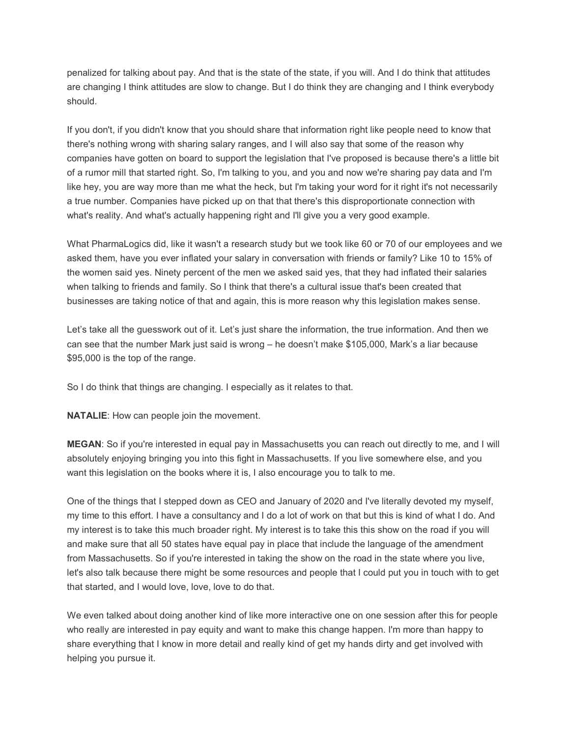penalized for talking about pay. And that is the state of the state, if you will. And I do think that attitudes are changing I think attitudes are slow to change. But I do think they are changing and I think everybody should.

If you don't, if you didn't know that you should share that information right like people need to know that there's nothing wrong with sharing salary ranges, and I will also say that some of the reason why companies have gotten on board to support the legislation that I've proposed is because there's a little bit of a rumor mill that started right. So, I'm talking to you, and you and now we're sharing pay data and I'm like hey, you are way more than me what the heck, but I'm taking your word for it right it's not necessarily a true number. Companies have picked up on that that there's this disproportionate connection with what's reality. And what's actually happening right and I'll give you a very good example.

What PharmaLogics did, like it wasn't a research study but we took like 60 or 70 of our employees and we asked them, have you ever inflated your salary in conversation with friends or family? Like 10 to 15% of the women said yes. Ninety percent of the men we asked said yes, that they had inflated their salaries when talking to friends and family. So I think that there's a cultural issue that's been created that businesses are taking notice of that and again, this is more reason why this legislation makes sense.

Let's take all the guesswork out of it. Let's just share the information, the true information. And then we can see that the number Mark just said is wrong – he doesn't make $105,000, Mark's a liar because $95,000 is the top of the range.

So I do think that things are changing. I especially as it relates to that.

**NATALIE**: How can people join the movement.

**MEGAN**: So if you're interested in equal pay in Massachusetts you can reach out directly to me, and I will absolutely enjoying bringing you into this fight in Massachusetts. If you live somewhere else, and you want this legislation on the books where it is, I also encourage you to talk to me.

One of the things that I stepped down as CEO and January of 2020 and I've literally devoted my myself, my time to this effort. I have a consultancy and I do a lot of work on that but this is kind of what I do. And my interest is to take this much broader right. My interest is to take this this show on the road if you will and make sure that all 50 states have equal pay in place that include the language of the amendment from Massachusetts. So if you're interested in taking the show on the road in the state where you live, let's also talk because there might be some resources and people that I could put you in touch with to get that started, and I would love, love, love to do that.

We even talked about doing another kind of like more interactive one on one session after this for people who really are interested in pay equity and want to make this change happen. I'm more than happy to share everything that I know in more detail and really kind of get my hands dirty and get involved with helping you pursue it.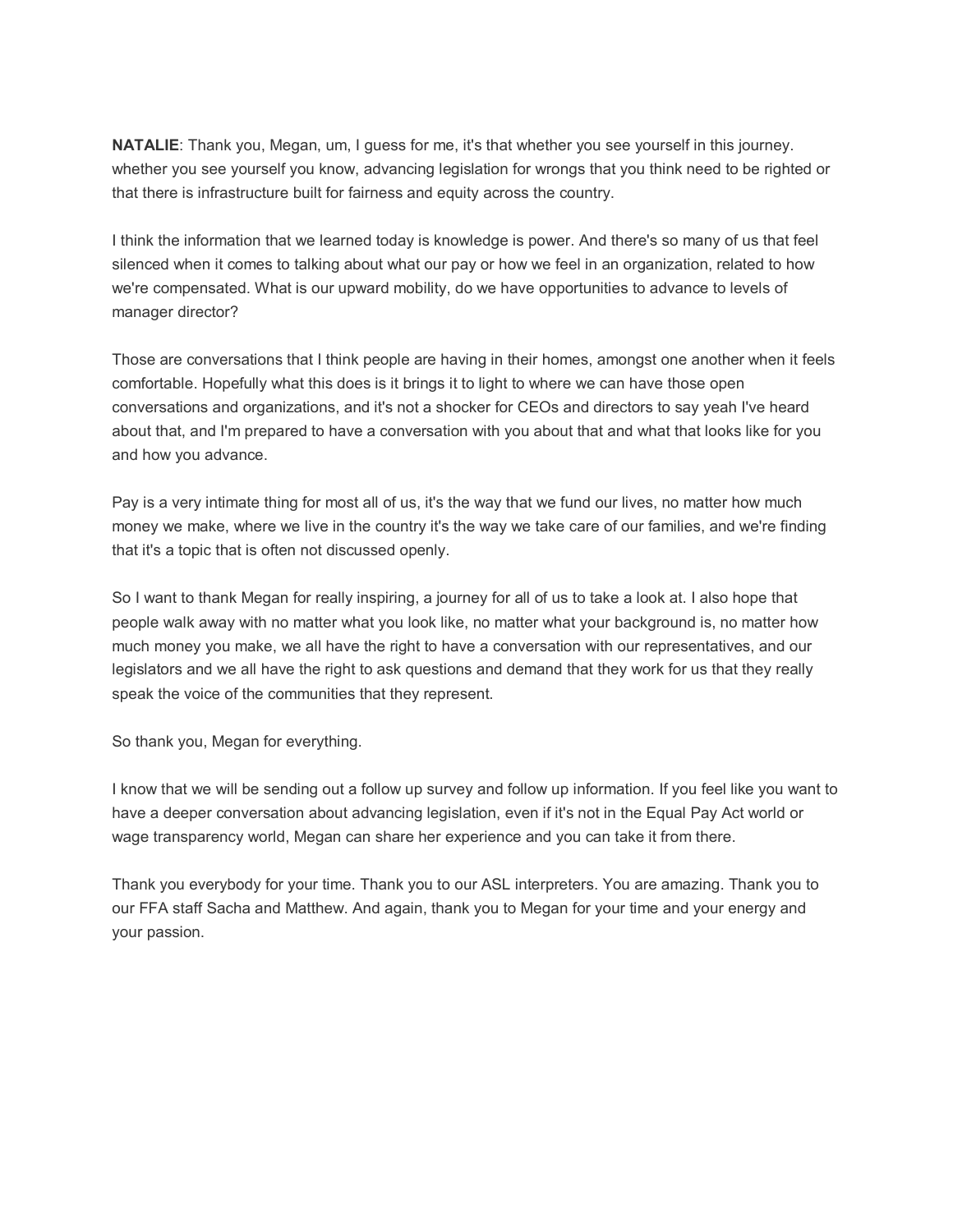**NATALIE**: Thank you, Megan, um, I guess for me, it's that whether you see yourself in this journey. whether you see yourself you know, advancing legislation for wrongs that you think need to be righted or that there is infrastructure built for fairness and equity across the country.

I think the information that we learned today is knowledge is power. And there's so many of us that feel silenced when it comes to talking about what our pay or how we feel in an organization, related to how we're compensated. What is our upward mobility, do we have opportunities to advance to levels of manager director?

Those are conversations that I think people are having in their homes, amongst one another when it feels comfortable. Hopefully what this does is it brings it to light to where we can have those open conversations and organizations, and it's not a shocker for CEOs and directors to say yeah I've heard about that, and I'm prepared to have a conversation with you about that and what that looks like for you and how you advance.

Pay is a very intimate thing for most all of us, it's the way that we fund our lives, no matter how much money we make, where we live in the country it's the way we take care of our families, and we're finding that it's a topic that is often not discussed openly.

So I want to thank Megan for really inspiring, a journey for all of us to take a look at. I also hope that people walk away with no matter what you look like, no matter what your background is, no matter how much money you make, we all have the right to have a conversation with our representatives, and our legislators and we all have the right to ask questions and demand that they work for us that they really speak the voice of the communities that they represent.

So thank you, Megan for everything.

I know that we will be sending out a follow up survey and follow up information. If you feel like you want to have a deeper conversation about advancing legislation, even if it's not in the Equal Pay Act world or wage transparency world, Megan can share her experience and you can take it from there.

Thank you everybody for your time. Thank you to our ASL interpreters. You are amazing. Thank you to our FFA staff Sacha and Matthew. And again, thank you to Megan for your time and your energy and your passion.